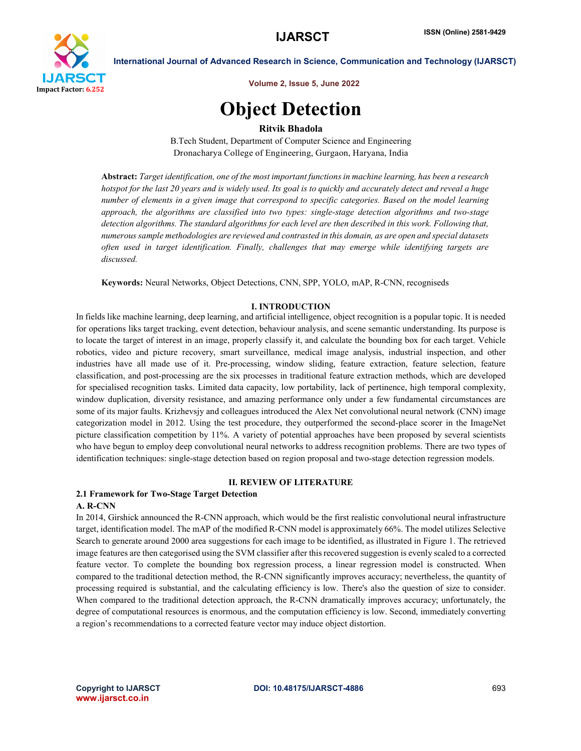# Object Detection

**Ritvik Bhadola**

B.Tech Student, Department of Computer Science and Engineering
Dronacharya College of Engineering, Gurgaon, Haryana, India

**Abstract:** *Target identification, one of the most important functions in machine learning, has been a research hotspot for the last 20 years and is widely used. Its goal is to quickly and accurately detect and reveal a huge number of elements in a given image that correspond to specific categories. Based on the model learning approach, the algorithms are classified into two types: single-stage detection algorithms and two-stage detection algorithms. The standard algorithms for each level are then described in this work. Following that, numerous sample methodologies are reviewed and contrasted in this domain, as are open and special datasets often used in target identification. Finally, challenges that may emerge while identifying targets are discussed.*

**Keywords:** Neural Networks, Object Detections, CNN, SPP, YOLO, mAP, R-CNN, recogniseds

## I. INTRODUCTION

In fields like machine learning, deep learning, and artificial intelligence, object recognition is a popular topic. It is needed for operations liks target tracking, event detection, behaviour analysis, and scene semantic understanding. Its purpose is to locate the target of interest in an image, properly classify it, and calculate the bounding box for each target. Vehicle robotics, video and picture recovery, smart surveillance, medical image analysis, industrial inspection, and other industries have all made use of it. Pre-processing, window sliding, feature extraction, feature selection, feature classification, and post-processing are the six processes in traditional feature extraction methods, which are developed for specialised recognition tasks. Limited data capacity, low portability, lack of pertinence, high temporal complexity, window duplication, diversity resistance, and amazing performance only under a few fundamental circumstances are some of its major faults. Krizhevsjy and colleagues introduced the Alex Net convolutional neural network (CNN) image categorization model in 2012. Using the test procedure, they outperformed the second-place scorer in the ImageNet picture classification competition by 11%. A variety of potential approaches have been proposed by several scientists who have begun to employ deep convolutional neural networks to address recognition problems. There are two types of identification techniques: single-stage detection based on region proposal and two-stage detection regression models.

## II. REVIEW OF LITERATURE

### 2.1 Framework for Two-Stage Target Detection

#### A. R-CNN

In 2014, Girshick announced the R-CNN approach, which would be the first realistic convolutional neural infrastructure target, identification model. The mAP of the modified R-CNN model is approximately 66%. The model utilizes Selective Search to generate around 2000 area suggestions for each image to be identified, as illustrated in Figure 1. The retrieved image features are then categorised using the SVM classifier after this recovered suggestion is evenly scaled to a corrected feature vector. To complete the bounding box regression process, a linear regression model is constructed. When compared to the traditional detection method, the R-CNN significantly improves accuracy; nevertheless, the quantity of processing required is substantial, and the calculating efficiency is low. There's also the question of size to consider. When compared to the traditional detection approach, the R-CNN dramatically improves accuracy; unfortunately, the degree of computational resources is enormous, and the computation efficiency is low. Second, immediately converting a region's recommendations to a corrected feature vector may induce object distortion.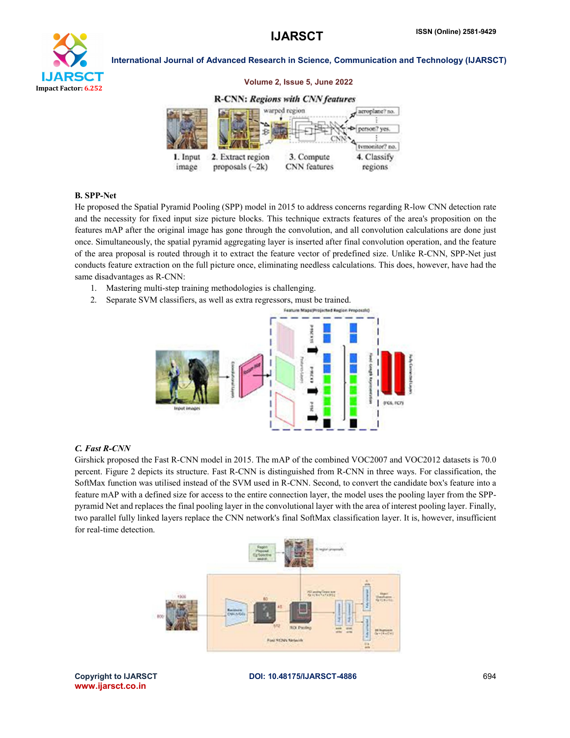## B. SPP-Net

He proposed the Spatial Pyramid Pooling (SPP) model in 2015 to address concerns regarding R-low CNN detection rate and the necessity for fixed input size picture blocks. This technique extracts features of the area's proposition on the features mAP after the original image has gone through the convolution, and all convolution calculations are done just once. Simultaneously, the spatial pyramid aggregating layer is inserted after final convolution operation, and the feature of the area proposal is routed through it to extract the feature vector of predefined size. Unlike R-CNN, SPP-Net just conducts feature extraction on the full picture once, eliminating needless calculations. This does, however, have had the same disadvantages as R-CNN:

1. Mastering multi-step training methodologies is challenging.
2. Separate SVM classifiers, as well as extra regressors, must be trained.

## *C. Fast R-CNN*

Girshick proposed the Fast R-CNN model in 2015. The mAP of the combined VOC2007 and VOC2012 datasets is 70.0 percent. Figure 2 depicts its structure. Fast R-CNN is distinguished from R-CNN in three ways. For classification, the SoftMax function was utilised instead of the SVM used in R-CNN. Second, to convert the candidate box's feature into a feature mAP with a defined size for access to the entire connection layer, the model uses the pooling layer from the SPP-pyramid Net and replaces the final pooling layer in the convolutional layer with the area of interest pooling layer. Finally, two parallel fully linked layers replace the CNN network's final SoftMax classification layer. It is, however, insufficient for real-time detection.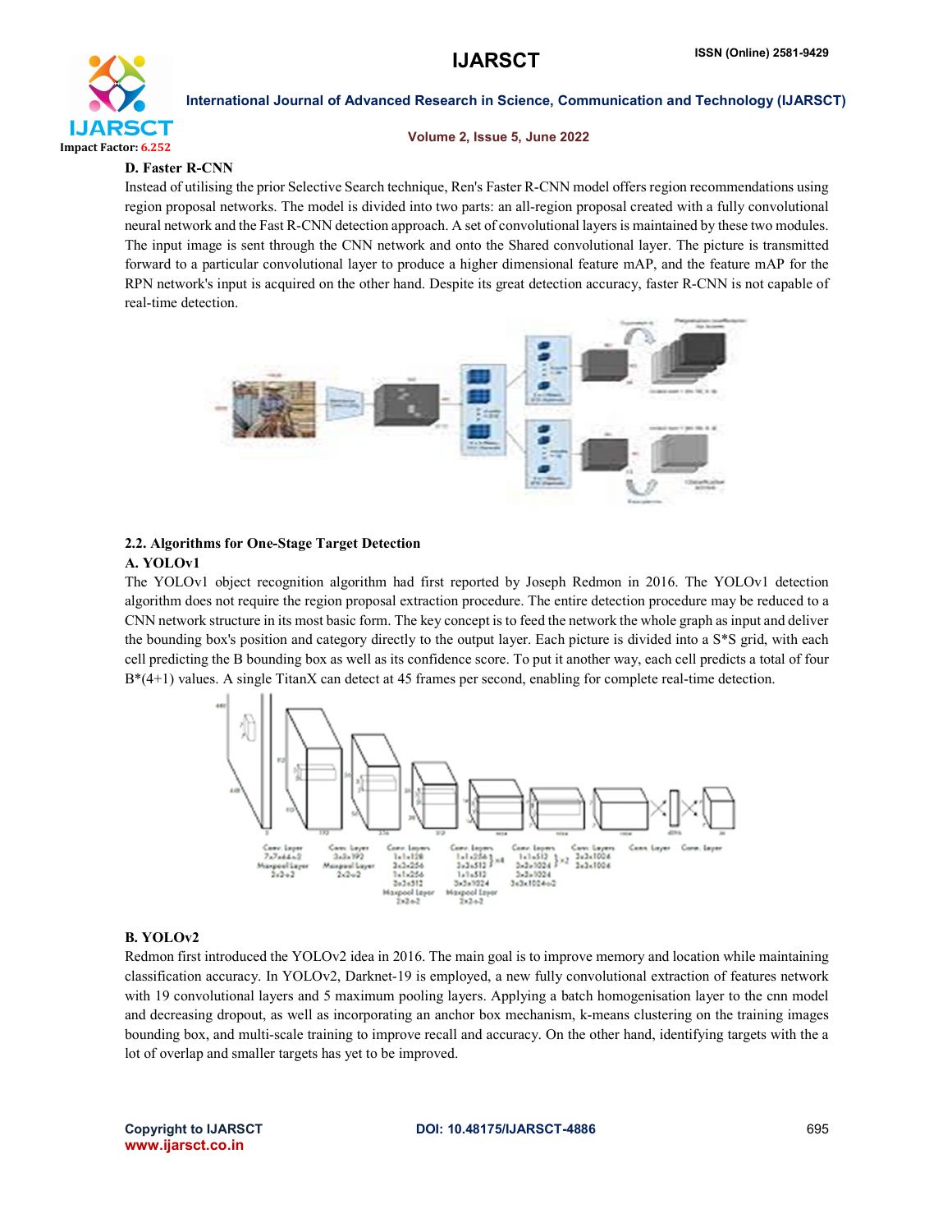**D. Faster R-CNN**

Instead of utilising the prior Selective Search technique, Ren's Faster R-CNN model offers region recommendations using region proposal networks. The model is divided into two parts: an all-region proposal created with a fully convolutional neural network and the Fast R-CNN detection approach. A set of convolutional layers is maintained by these two modules. The input image is sent through the CNN network and onto the Shared convolutional layer. The picture is transmitted forward to a particular convolutional layer to produce a higher dimensional feature mAP, and the feature mAP for the RPN network's input is acquired on the other hand. Despite its great detection accuracy, faster R-CNN is not capable of real-time detection.

## 2.2. Algorithms for One-Stage Target Detection

**A. YOLOv1**

The YOLOv1 object recognition algorithm had first reported by Joseph Redmon in 2016. The YOLOv1 detection algorithm does not require the region proposal extraction procedure. The entire detection procedure may be reduced to a CNN network structure in its most basic form. The key concept is to feed the network the whole graph as input and deliver the bounding box's position and category directly to the output layer. Each picture is divided into a S*S grid, with each cell predicting the B bounding box as well as its confidence score. To put it another way, each cell predicts a total of four B*(4+1) values. A single TitanX can detect at 45 frames per second, enabling for complete real-time detection.

**B. YOLOv2**

Redmon first introduced the YOLOv2 idea in 2016. The main goal is to improve memory and location while maintaining classification accuracy. In YOLOv2, Darknet-19 is employed, a new fully convolutional extraction of features network with 19 convolutional layers and 5 maximum pooling layers. Applying a batch homogenisation layer to the cnn model and decreasing dropout, as well as incorporating an anchor box mechanism, k-means clustering on the training images bounding box, and multi-scale training to improve recall and accuracy. On the other hand, identifying targets with the a lot of overlap and smaller targets has yet to be improved.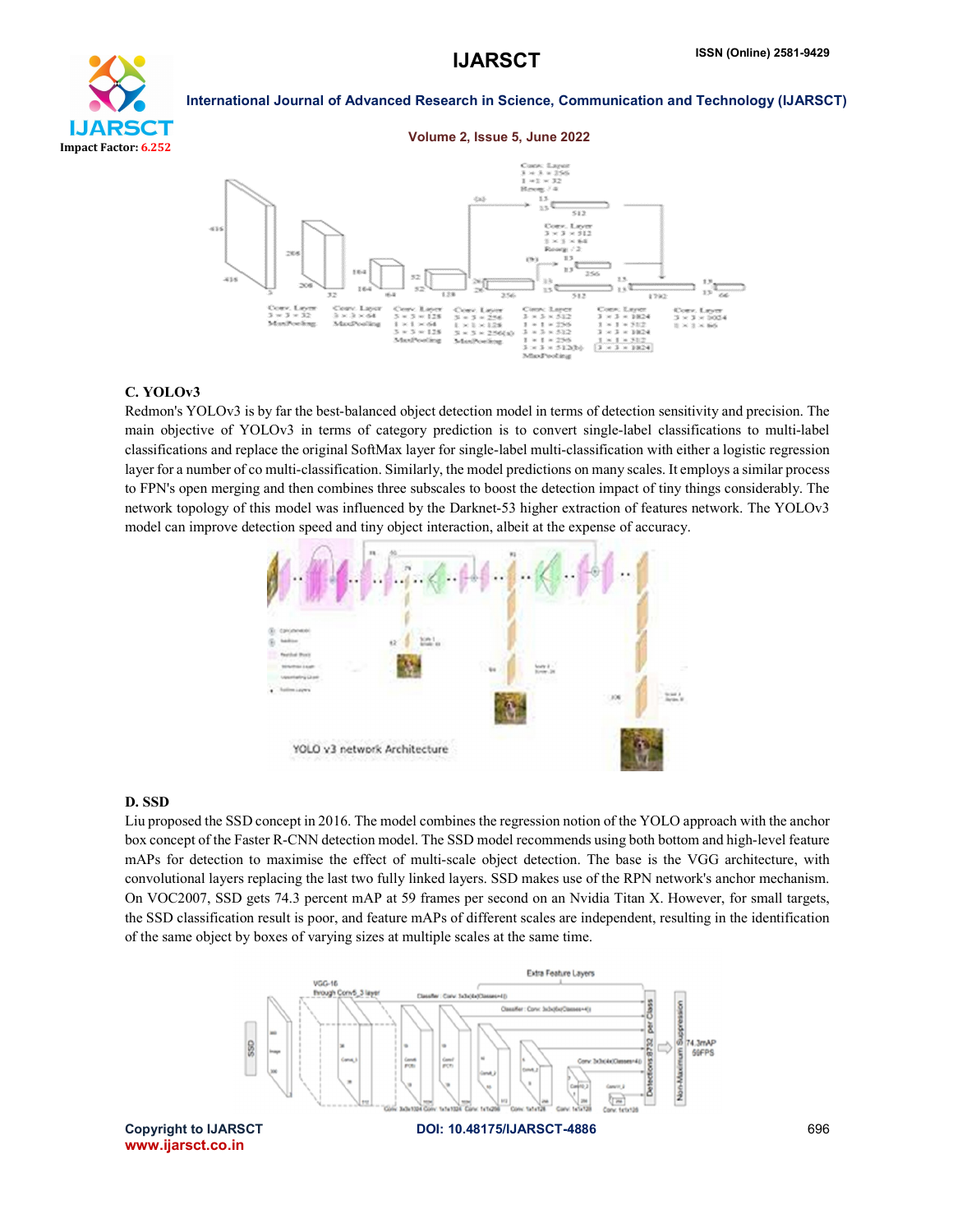### C. YOLOv3

Redmon's YOLOv3 is by far the best-balanced object detection model in terms of detection sensitivity and precision. The main objective of YOLOv3 in terms of category prediction is to convert single-label classifications to multi-label classifications and replace the original SoftMax layer for single-label multi-classification with either a logistic regression layer for a number of co multi-classification. Similarly, the model predictions on many scales. It employs a similar process to FPN's open merging and then combines three subscales to boost the detection impact of tiny things considerably. The network topology of this model was influenced by the Darknet-53 higher extraction of features network. The YOLOv3 model can improve detection speed and tiny object interaction, albeit at the expense of accuracy.

YOLO v3 network Architecture

### D. SSD

Liu proposed the SSD concept in 2016. The model combines the regression notion of the YOLO approach with the anchor box concept of the Faster R-CNN detection model. The SSD model recommends using both bottom and high-level feature mAPs for detection to maximise the effect of multi-scale object detection. The base is the VGG architecture, with convolutional layers replacing the last two fully linked layers. SSD makes use of the RPN network's anchor mechanism. On VOC2007, SSD gets 74.3 percent mAP at 59 frames per second on an Nvidia Titan X. However, for small targets, the SSD classification result is poor, and feature mAPs of different scales are independent, resulting in the identification of the same object by boxes of varying sizes at multiple scales at the same time.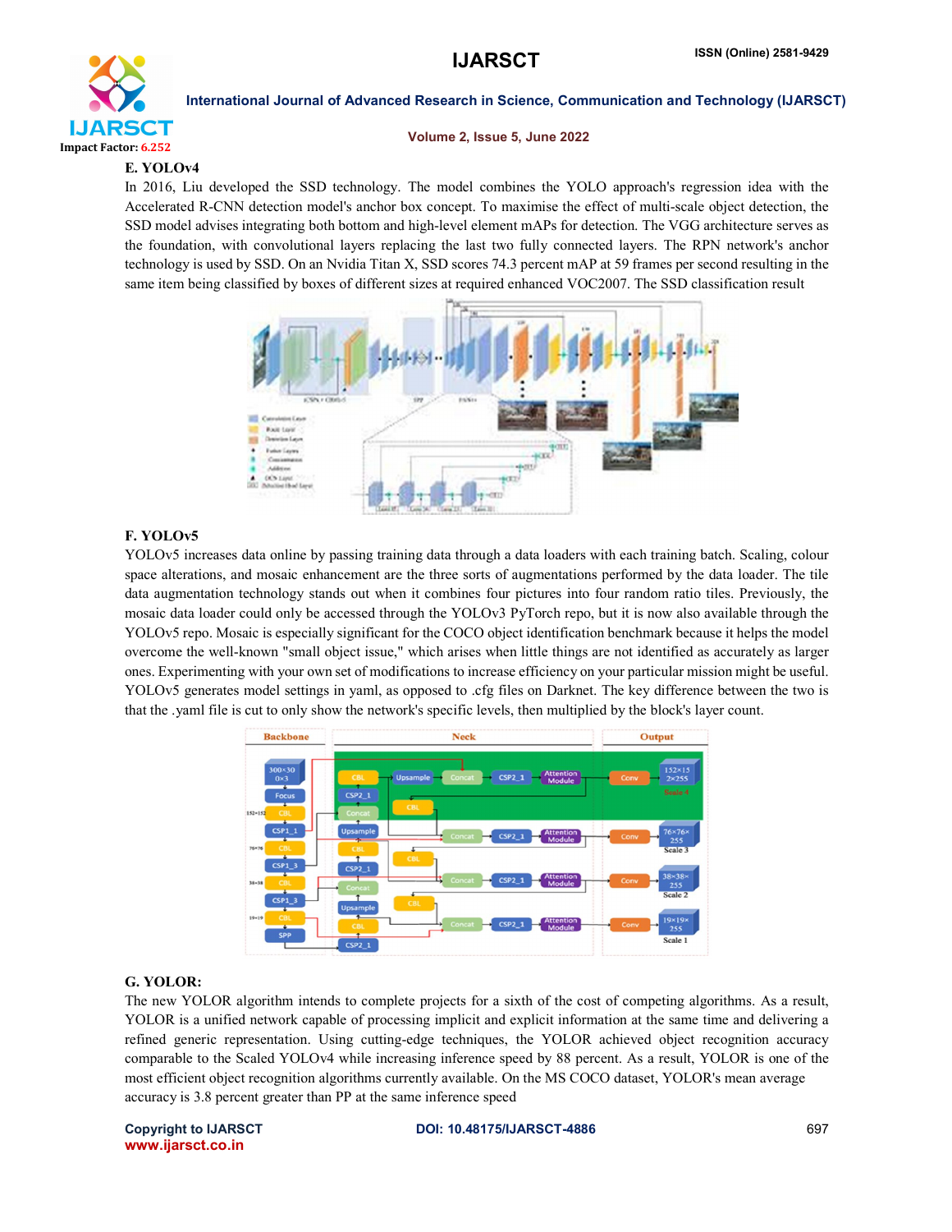### E. YOLOv4

In 2016, Liu developed the SSD technology. The model combines the YOLO approach's regression idea with the Accelerated R-CNN detection model's anchor box concept. To maximise the effect of multi-scale object detection, the SSD model advises integrating both bottom and high-level element mAPs for detection. The VGG architecture serves as the foundation, with convolutional layers replacing the last two fully connected layers. The RPN network's anchor technology is used by SSD. On an Nvidia Titan X, SSD scores 74.3 percent mAP at 59 frames per second resulting in the same item being classified by boxes of different sizes at required enhanced VOC2007. The SSD classification result

### F. YOLOv5

YOLOv5 increases data online by passing training data through a data loaders with each training batch. Scaling, colour space alterations, and mosaic enhancement are the three sorts of augmentations performed by the data loader. The tile data augmentation technology stands out when it combines four pictures into four random ratio tiles. Previously, the mosaic data loader could only be accessed through the YOLOv3 PyTorch repo, but it is now also available through the YOLOv5 repo. Mosaic is especially significant for the COCO object identification benchmark because it helps the model overcome the well-known "small object issue," which arises when little things are not identified as accurately as larger ones. Experimenting with your own set of modifications to increase efficiency on your particular mission might be useful. YOLOv5 generates model settings in yaml, as opposed to .cfg files on Darknet. The key difference between the two is that the .yaml file is cut to only show the network's specific levels, then multiplied by the block's layer count.

### G. YOLOR:

The new YOLOR algorithm intends to complete projects for a sixth of the cost of competing algorithms. As a result, YOLOR is a unified network capable of processing implicit and explicit information at the same time and delivering a refined generic representation. Using cutting-edge techniques, the YOLOR achieved object recognition accuracy comparable to the Scaled YOLOv4 while increasing inference speed by 88 percent. As a result, YOLOR is one of the most efficient object recognition algorithms currently available. On the MS COCO dataset, YOLOR's mean average accuracy is 3.8 percent greater than PP at the same inference speed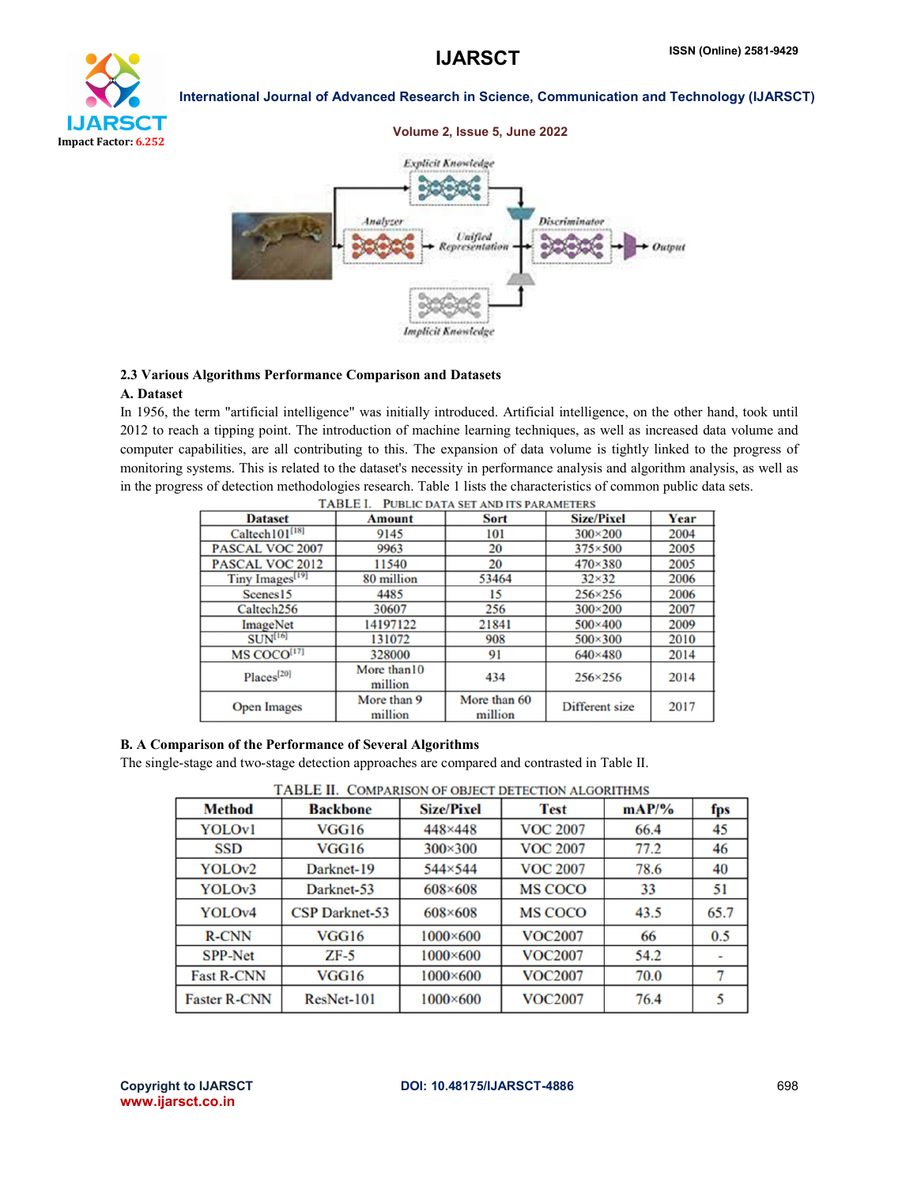### 2.3 Various Algorithms Performance Comparison and Datasets

#### A. Dataset

In 1956, the term "artificial intelligence" was initially introduced. Artificial intelligence, on the other hand, took until 2012 to reach a tipping point. The introduction of machine learning techniques, as well as increased data volume and computer capabilities, are all contributing to this. The expansion of data volume is tightly linked to the progress of monitoring systems. This is related to the dataset's necessity in performance analysis and algorithm analysis, as well as in the progress of detection methodologies research. Table 1 lists the characteristics of common public data sets.

TABLE I. PUBLIC DATA SET AND ITS PARAMETERS

| Dataset | Amount | Sort | Size/Pixel | Year |
|---|---|---|---|---|
| Caltech101[18] | 9145 | 101 | 300×200 | 2004 |
| PASCAL VOC 2007 | 9963 | 20 | 375×500 | 2005 |
| PASCAL VOC 2012 | 11540 | 20 | 470×380 | 2005 |
| Tiny Images[19] | 80 million | 53464 | 32×32 | 2006 |
| Scenes15 | 4485 | 15 | 256×256 | 2006 |
| Caltech256 | 30607 | 256 | 300×200 | 2007 |
| ImageNet | 14197122 | 21841 | 500×400 | 2009 |
| SUN[16] | 131072 | 908 | 500×300 | 2010 |
| MS COCO[17] | 328000 | 91 | 640×480 | 2014 |
| Places[20] | More than10 million | 434 | 256×256 | 2014 |
| Open Images | More than 9 million | More than 60 million | Different size | 2017 |

#### B. A Comparison of the Performance of Several Algorithms

The single-stage and two-stage detection approaches are compared and contrasted in Table II.

TABLE II. COMPARISON OF OBJECT DETECTION ALGORITHMS

| Method | Backbone | Size/Pixel | Test | mAP/% | fps |
|---|---|---|---|---|---|
| YOLOv1 | VGG16 | 448×448 | VOC 2007 | 66.4 | 45 |
| SSD | VGG16 | 300×300 | VOC 2007 | 77.2 | 46 |
| YOLOv2 | Darknet-19 | 544×544 | VOC 2007 | 78.6 | 40 |
| YOLOv3 | Darknet-53 | 608×608 | MS COCO | 33 | 51 |
| YOLOv4 | CSP Darknet-53 | 608×608 | MS COCO | 43.5 | 65.7 |
| R-CNN | VGG16 | 1000×600 | VOC2007 | 66 | 0.5 |
| SPP-Net | ZF-5 | 1000×600 | VOC2007 | 54.2 | - |
| Fast R-CNN | VGG16 | 1000×600 | VOC2007 | 70.0 | 7 |
| Faster R-CNN | ResNet-101 | 1000×600 | VOC2007 | 76.4 | 5 |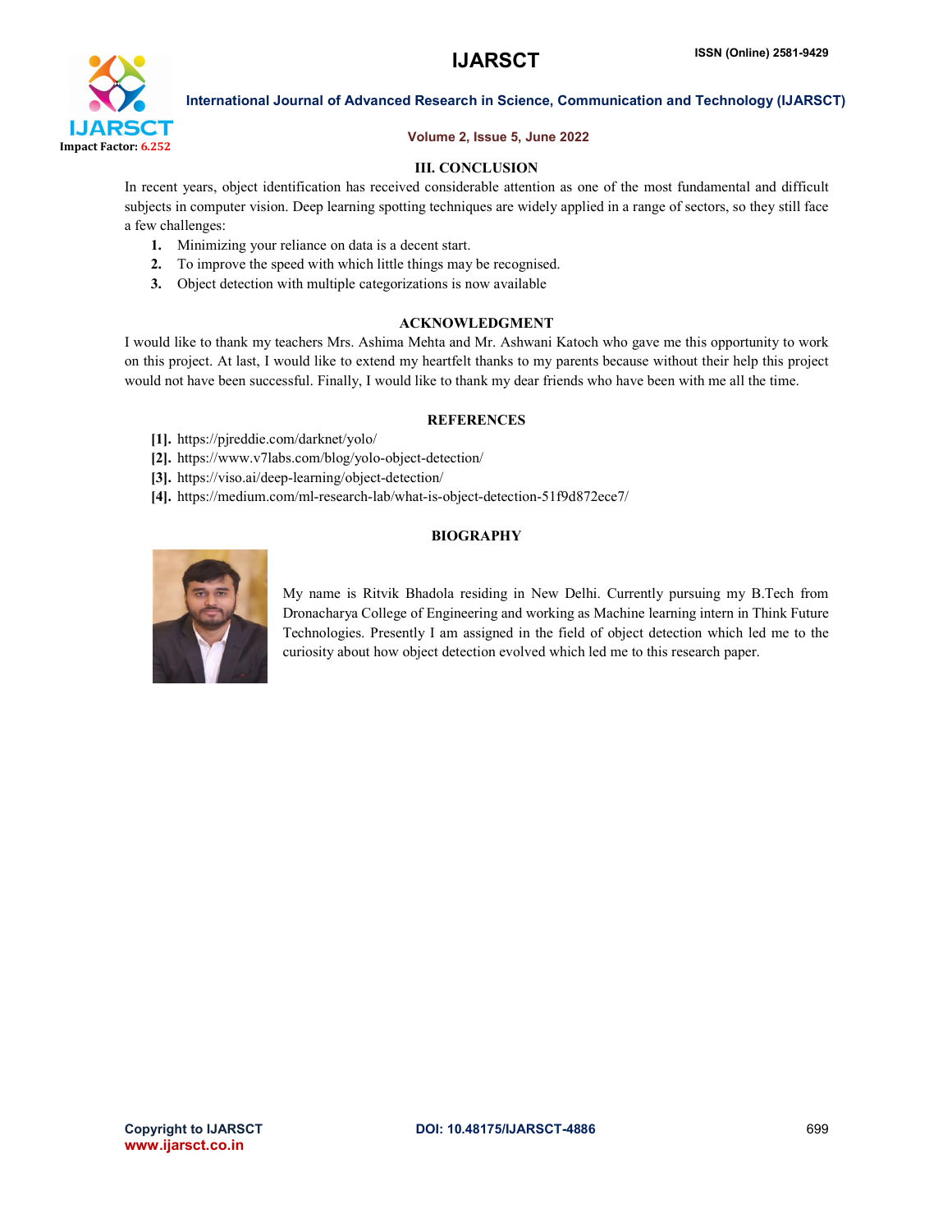## III. CONCLUSION

In recent years, object identification has received considerable attention as one of the most fundamental and difficult subjects in computer vision. Deep learning spotting techniques are widely applied in a range of sectors, so they still face a few challenges:

1. Minimizing your reliance on data is a decent start.
2. To improve the speed with which little things may be recognised.
3. Object detection with multiple categorizations is now available

## ACKNOWLEDGMENT

I would like to thank my teachers Mrs. Ashima Mehta and Mr. Ashwani Katoch who gave me this opportunity to work on this project. At last, I would like to extend my heartfelt thanks to my parents because without their help this project would not have been successful. Finally, I would like to thank my dear friends who have been with me all the time.

## REFERENCES

**[1].** https://pjreddie.com/darknet/yolo/
**[2].** https://www.v7labs.com/blog/yolo-object-detection/
**[3].** https://viso.ai/deep-learning/object-detection/
**[4].** https://medium.com/ml-research-lab/what-is-object-detection-51f9d872ece7/

## BIOGRAPHY

My name is Ritvik Bhadola residing in New Delhi. Currently pursuing my B.Tech from Dronacharya College of Engineering and working as Machine learning intern in Think Future Technologies. Presently I am assigned in the field of object detection which led me to the curiosity about how object detection evolved which led me to this research paper.